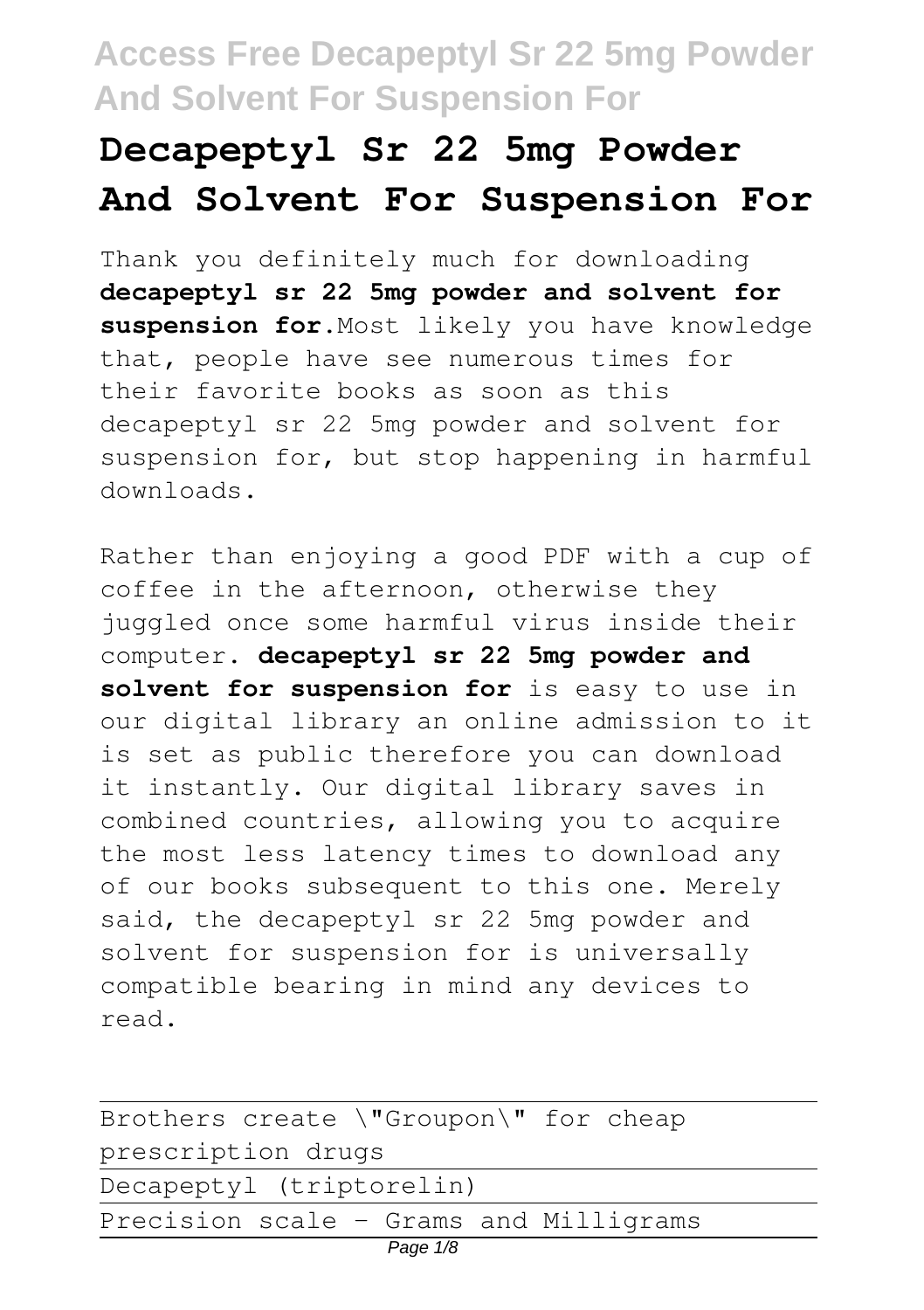# Decapeptyl Sr 22 5mg Powder And Solvent For Suspension For

Thank you definitely much for downloading **decapeptyl sr 22 5mg powder and solvent for suspension for**.Most likely you have knowledge that, people have see numerous times for their favorite books as soon as this decapeptyl sr 22 5mg powder and solvent for suspension for, but stop happening in harmful downloads.

Rather than enjoying a good PDF with a cup of coffee in the afternoon, otherwise they juggled once some harmful virus inside their computer. **decapeptyl sr 22 5mg powder and solvent for suspension for** is easy to use in our digital library an online admission to it is set as public therefore you can download it instantly. Our digital library saves in combined countries, allowing you to acquire the most less latency times to download any of our books subsequent to this one. Merely said, the decapeptyl sr 22 5mg powder and solvent for suspension for is universally compatible bearing in mind any devices to read.

Brothers create \"Groupon\" for cheap prescription drugs

Decapeptyl (triptorelin)

Precision scale - Grams and Milligrams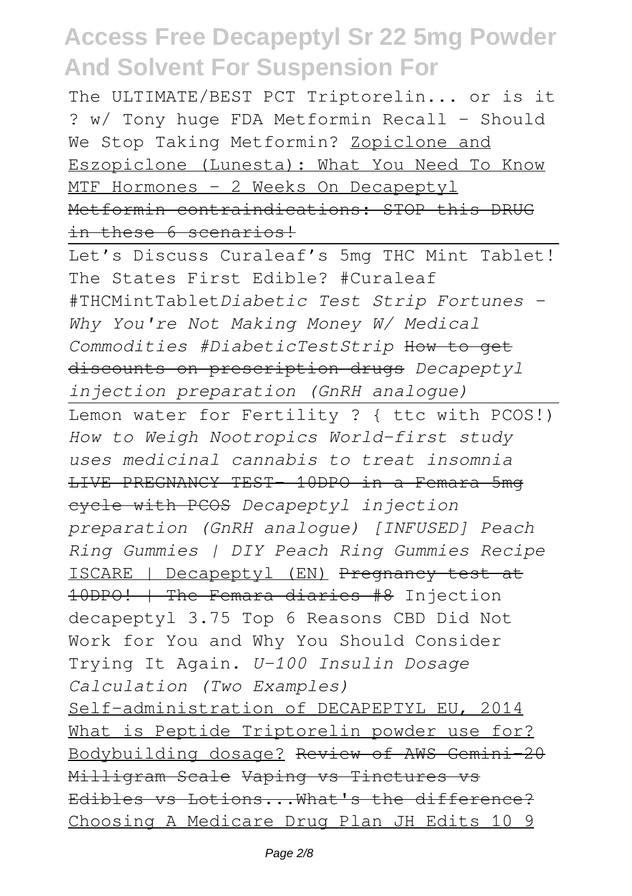The ULTIMATE/BEST PCT Triptorelin... or is it ? w/ Tony huge FDA Metformin Recall - Should We Stop Taking Metformin? Zopiclone and Eszopiclone (Lunesta): What You Need To Know MTF Hormones - 2 Weeks On Decapeptyl ~~Metformin contraindications: STOP this DRUG in these 6 scenarios!~~

Let's Discuss Curaleaf's 5mg THC Mint Tablet! The States First Edible? #Curaleaf #THCMintTablet*Diabetic Test Strip Fortunes - Why You're Not Making Money W/ Medical Commodities #DiabeticTestStrip* ~~How to get discounts on prescription drugs~~ *Decapeptyl injection preparation (GnRH analogue)*

Lemon water for Fertility ? { ttc with PCOS!) *How to Weigh Nootropics World-first study uses medicinal cannabis to treat insomnia* ~~LIVE PREGNANCY TEST- 10DPO in a Femara 5mg cycle with PCOS~~ *Decapeptyl injection preparation (GnRH analogue) [INFUSED] Peach Ring Gummies | DIY Peach Ring Gummies Recipe* ISCARE | Decapeptyl (EN) ~~Pregnancy test at 10DPO! | The Femara diaries #8~~ Injection decapeptyl 3.75 Top 6 Reasons CBD Did Not Work for You and Why You Should Consider Trying It Again. *U-100 Insulin Dosage Calculation (Two Examples)*

Self-administration of DECAPEPTYL EU, 2014 What is Peptide Triptorelin powder use for? Bodybuilding dosage? ~~Review of AWS Gemini-20 Milligram Scale~~ ~~Vaping vs Tinctures vs Edibles vs Lotions...What's the difference?~~ Choosing A Medicare Drug Plan JH Edits 10 9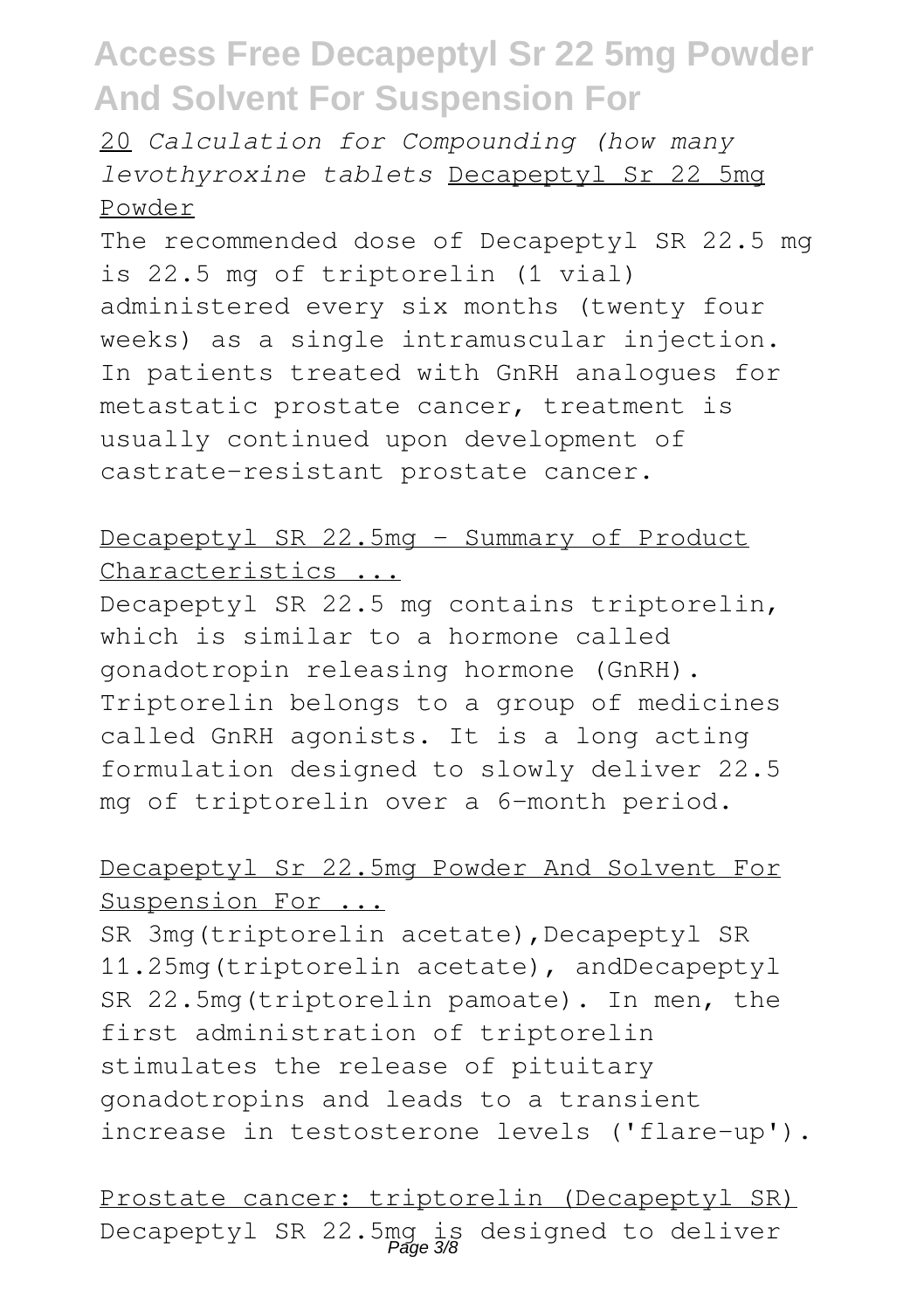20 *Calculation for Compounding (how many levothyroxine tablets* Decapeptyl Sr 22 5mg Powder

The recommended dose of Decapeptyl SR 22.5 mg is 22.5 mg of triptorelin (1 vial) administered every six months (twenty four weeks) as a single intramuscular injection. In patients treated with GnRH analogues for metastatic prostate cancer, treatment is usually continued upon development of castrate-resistant prostate cancer.

Decapeptyl SR 22.5mg - Summary of Product Characteristics ...

Decapeptyl SR 22.5 mg contains triptorelin, which is similar to a hormone called gonadotropin releasing hormone (GnRH). Triptorelin belongs to a group of medicines called GnRH agonists. It is a long acting formulation designed to slowly deliver 22.5 mg of triptorelin over a 6-month period.

Decapeptyl Sr 22.5mg Powder And Solvent For Suspension For ...

SR 3mg(triptorelin acetate),Decapeptyl SR 11.25mg(triptorelin acetate), andDecapeptyl SR 22.5mg(triptorelin pamoate). In men, the first administration of triptorelin stimulates the release of pituitary gonadotropins and leads to a transient increase in testosterone levels ('flare-up').

Prostate cancer: triptorelin (Decapeptyl SR)

Decapeptyl SR 22.5mg is designed to deliver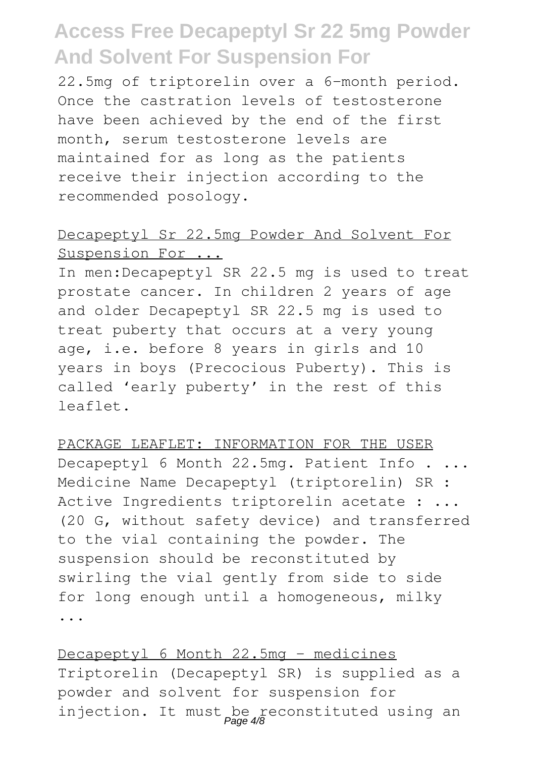22.5mg of triptorelin over a 6-month period. Once the castration levels of testosterone have been achieved by the end of the first month, serum testosterone levels are maintained for as long as the patients receive their injection according to the recommended posology.

## Decapeptyl Sr 22.5mg Powder And Solvent For Suspension For ...

In men:Decapeptyl SR 22.5 mg is used to treat prostate cancer. In children 2 years of age and older Decapeptyl SR 22.5 mg is used to treat puberty that occurs at a very young age, i.e. before 8 years in girls and 10 years in boys (Precocious Puberty). This is called 'early puberty' in the rest of this leaflet.

## PACKAGE LEAFLET: INFORMATION FOR THE USER

Decapeptyl 6 Month 22.5mg. Patient Info . ... Medicine Name Decapeptyl (triptorelin) SR : Active Ingredients triptorelin acetate : ... (20 G, without safety device) and transferred to the vial containing the powder. The suspension should be reconstituted by swirling the vial gently from side to side for long enough until a homogeneous, milky ...

## Decapeptyl 6 Month 22.5mg - medicines

Triptorelin (Decapeptyl SR) is supplied as a powder and solvent for suspension for injection. It must be reconstituted using an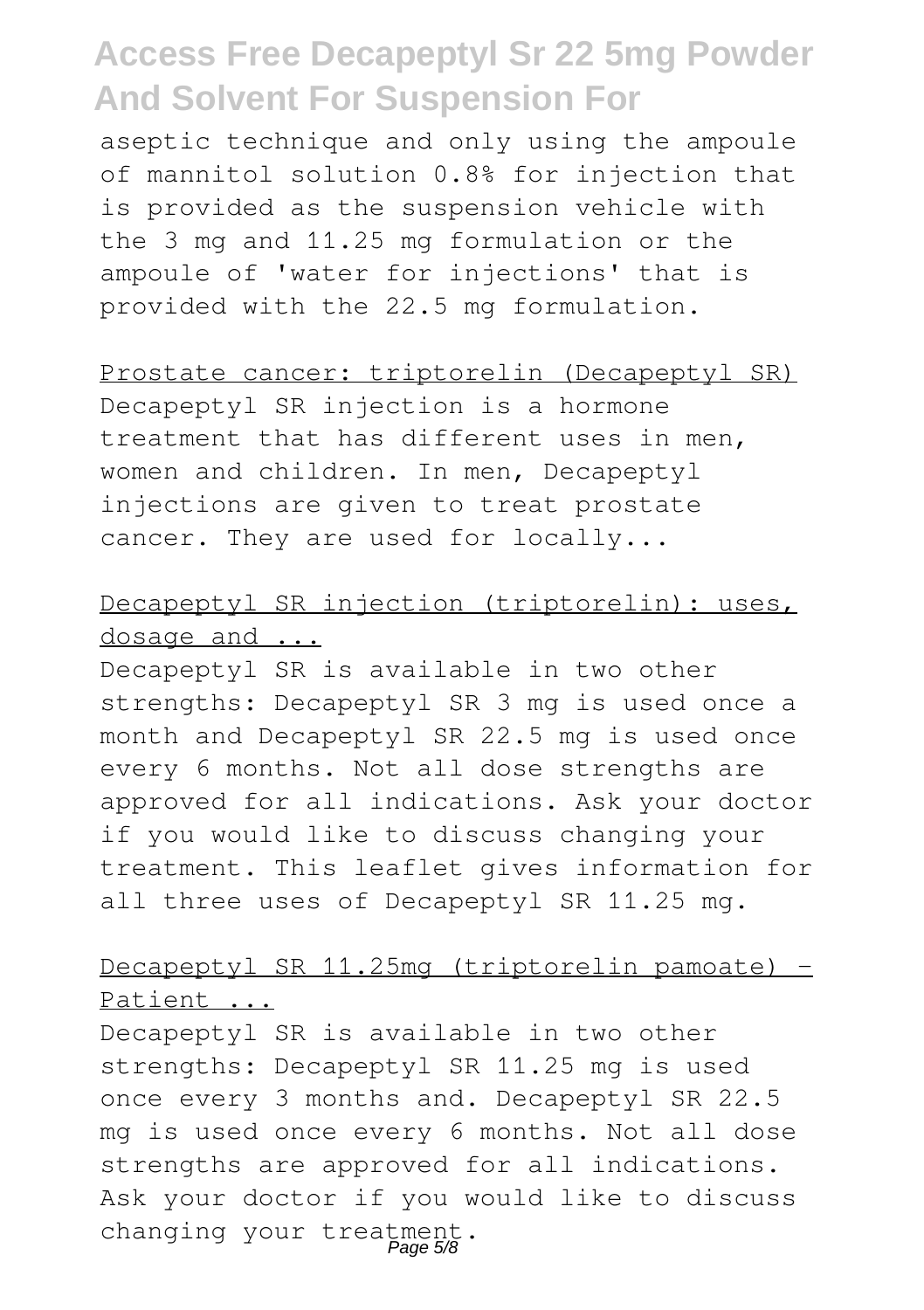aseptic technique and only using the ampoule of mannitol solution 0.8% for injection that is provided as the suspension vehicle with the 3 mg and 11.25 mg formulation or the ampoule of 'water for injections' that is provided with the 22.5 mg formulation.

Prostate cancer: triptorelin (Decapeptyl SR)

Decapeptyl SR injection is a hormone treatment that has different uses in men, women and children. In men, Decapeptyl injections are given to treat prostate cancer. They are used for locally...

Decapeptyl SR injection (triptorelin): uses, dosage and ...

Decapeptyl SR is available in two other strengths: Decapeptyl SR 3 mg is used once a month and Decapeptyl SR 22.5 mg is used once every 6 months. Not all dose strengths are approved for all indications. Ask your doctor if you would like to discuss changing your treatment. This leaflet gives information for all three uses of Decapeptyl SR 11.25 mg.

Decapeptyl SR 11.25mg (triptorelin pamoate) - Patient ...

Decapeptyl SR is available in two other strengths: Decapeptyl SR 11.25 mg is used once every 3 months and. Decapeptyl SR 22.5 mg is used once every 6 months. Not all dose strengths are approved for all indications. Ask your doctor if you would like to discuss changing your treatment.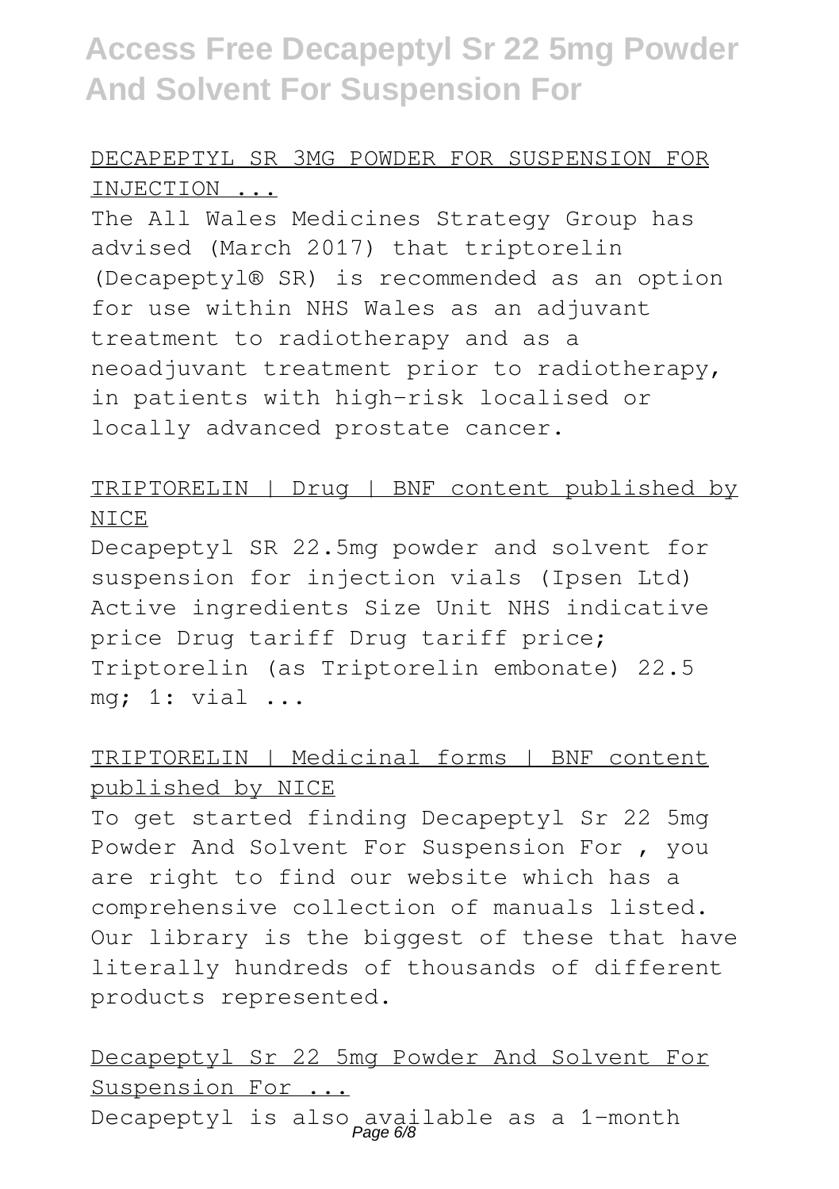DECAPEPTYL SR 3MG POWDER FOR SUSPENSION FOR INJECTION ...

The All Wales Medicines Strategy Group has advised (March 2017) that triptorelin (Decapeptyl® SR) is recommended as an option for use within NHS Wales as an adjuvant treatment to radiotherapy and as a neoadjuvant treatment prior to radiotherapy, in patients with high-risk localised or locally advanced prostate cancer.

TRIPTORELIN | Drug | BNF content published by NICE

Decapeptyl SR 22.5mg powder and solvent for suspension for injection vials (Ipsen Ltd) Active ingredients Size Unit NHS indicative price Drug tariff Drug tariff price; Triptorelin (as Triptorelin embonate) 22.5 mg; 1: vial ...

TRIPTORELIN | Medicinal forms | BNF content published by NICE

To get started finding Decapeptyl Sr 22 5mg Powder And Solvent For Suspension For , you are right to find our website which has a comprehensive collection of manuals listed. Our library is the biggest of these that have literally hundreds of thousands of different products represented.

Decapeptyl Sr 22 5mg Powder And Solvent For Suspension For ...

Decapeptyl is also available as a 1-month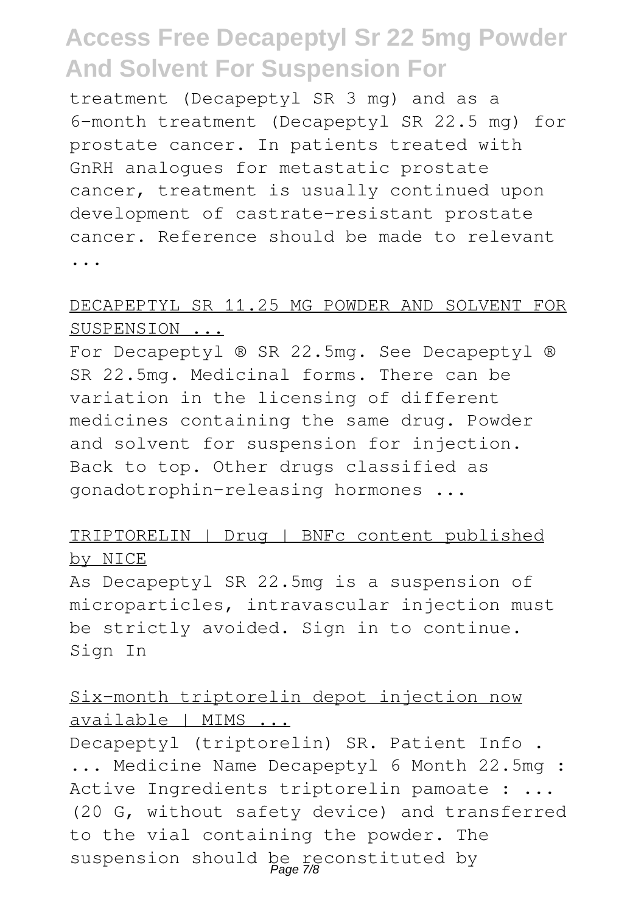treatment (Decapeptyl SR 3 mg) and as a 6-month treatment (Decapeptyl SR 22.5 mg) for prostate cancer. In patients treated with GnRH analogues for metastatic prostate cancer, treatment is usually continued upon development of castrate-resistant prostate cancer. Reference should be made to relevant ...

DECAPEPTYL SR 11.25 MG POWDER AND SOLVENT FOR SUSPENSION ...

For Decapeptyl ® SR 22.5mg. See Decapeptyl ® SR 22.5mg. Medicinal forms. There can be variation in the licensing of different medicines containing the same drug. Powder and solvent for suspension for injection. Back to top. Other drugs classified as gonadotrophin-releasing hormones ...

TRIPTORELIN | Drug | BNFc content published by NICE

As Decapeptyl SR 22.5mg is a suspension of microparticles, intravascular injection must be strictly avoided. Sign in to continue. Sign In

Six-month triptorelin depot injection now available | MIMS ...

Decapeptyl (triptorelin) SR. Patient Info . ... Medicine Name Decapeptyl 6 Month 22.5mg : Active Ingredients triptorelin pamoate : ... (20 G, without safety device) and transferred to the vial containing the powder. The suspension should be reconstituted by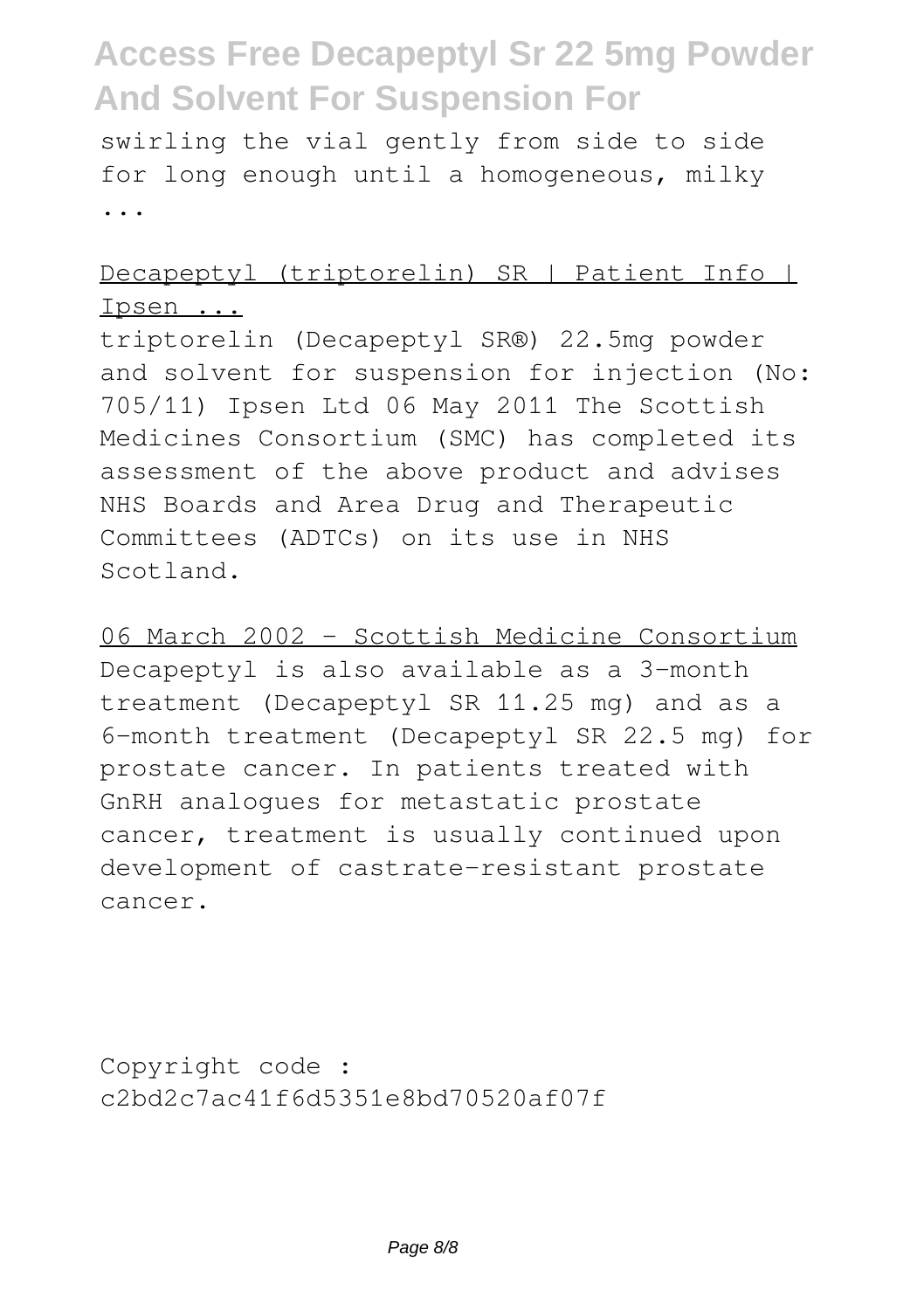swirling the vial gently from side to side for long enough until a homogeneous, milky ...

Decapeptyl (triptorelin) SR | Patient Info | Ipsen ...

triptorelin (Decapeptyl SR®) 22.5mg powder and solvent for suspension for injection (No: 705/11) Ipsen Ltd 06 May 2011 The Scottish Medicines Consortium (SMC) has completed its assessment of the above product and advises NHS Boards and Area Drug and Therapeutic Committees (ADTCs) on its use in NHS Scotland.

06 March 2002 - Scottish Medicine Consortium

Decapeptyl is also available as a 3-month treatment (Decapeptyl SR 11.25 mg) and as a 6-month treatment (Decapeptyl SR 22.5 mg) for prostate cancer. In patients treated with GnRH analogues for metastatic prostate cancer, treatment is usually continued upon development of castrate-resistant prostate cancer.

Copyright code : c2bd2c7ac41f6d5351e8bd70520af07f